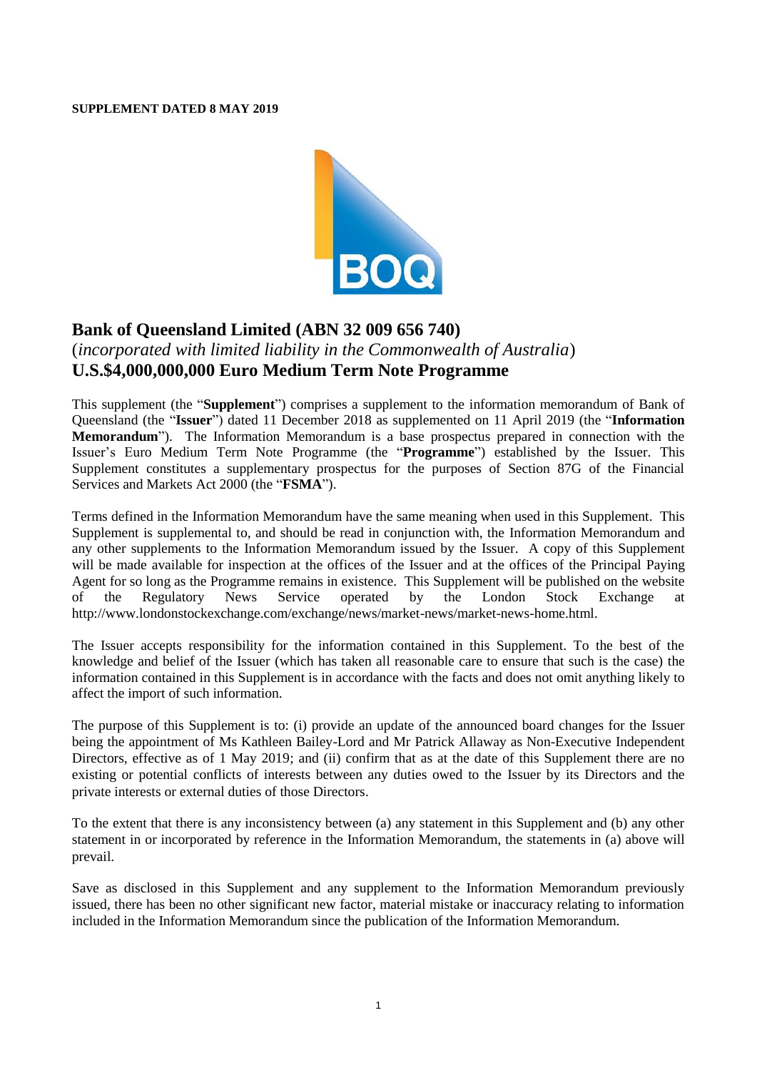**SUPPLEMENT DATED 8 MAY 2019**

# Bank of Queensland Limited (ABN 32 009 656 740)

(*incorporated with limited liability in the Commonwealth of Australia*)

## U.S.$4,000,000,000 Euro Medium Term Note Programme

This supplement (the "**Supplement**") comprises a supplement to the information memorandum of Bank of Queensland (the "**Issuer**") dated 11 December 2018 as supplemented on 11 April 2019 (the "**Information Memorandum**"). The Information Memorandum is a base prospectus prepared in connection with the Issuer's Euro Medium Term Note Programme (the "**Programme**") established by the Issuer. This Supplement constitutes a supplementary prospectus for the purposes of Section 87G of the Financial Services and Markets Act 2000 (the "**FSMA**").

Terms defined in the Information Memorandum have the same meaning when used in this Supplement. This Supplement is supplemental to, and should be read in conjunction with, the Information Memorandum and any other supplements to the Information Memorandum issued by the Issuer. A copy of this Supplement will be made available for inspection at the offices of the Issuer and at the offices of the Principal Paying Agent for so long as the Programme remains in existence. This Supplement will be published on the website of the Regulatory News Service operated by the London Stock Exchange at http://www.londonstockexchange.com/exchange/news/market-news/market-news-home.html.

The Issuer accepts responsibility for the information contained in this Supplement. To the best of the knowledge and belief of the Issuer (which has taken all reasonable care to ensure that such is the case) the information contained in this Supplement is in accordance with the facts and does not omit anything likely to affect the import of such information.

The purpose of this Supplement is to: (i) provide an update of the announced board changes for the Issuer being the appointment of Ms Kathleen Bailey-Lord and Mr Patrick Allaway as Non-Executive Independent Directors, effective as of 1 May 2019; and (ii) confirm that as at the date of this Supplement there are no existing or potential conflicts of interests between any duties owed to the Issuer by its Directors and the private interests or external duties of those Directors.

To the extent that there is any inconsistency between (a) any statement in this Supplement and (b) any other statement in or incorporated by reference in the Information Memorandum, the statements in (a) above will prevail.

Save as disclosed in this Supplement and any supplement to the Information Memorandum previously issued, there has been no other significant new factor, material mistake or inaccuracy relating to information included in the Information Memorandum since the publication of the Information Memorandum.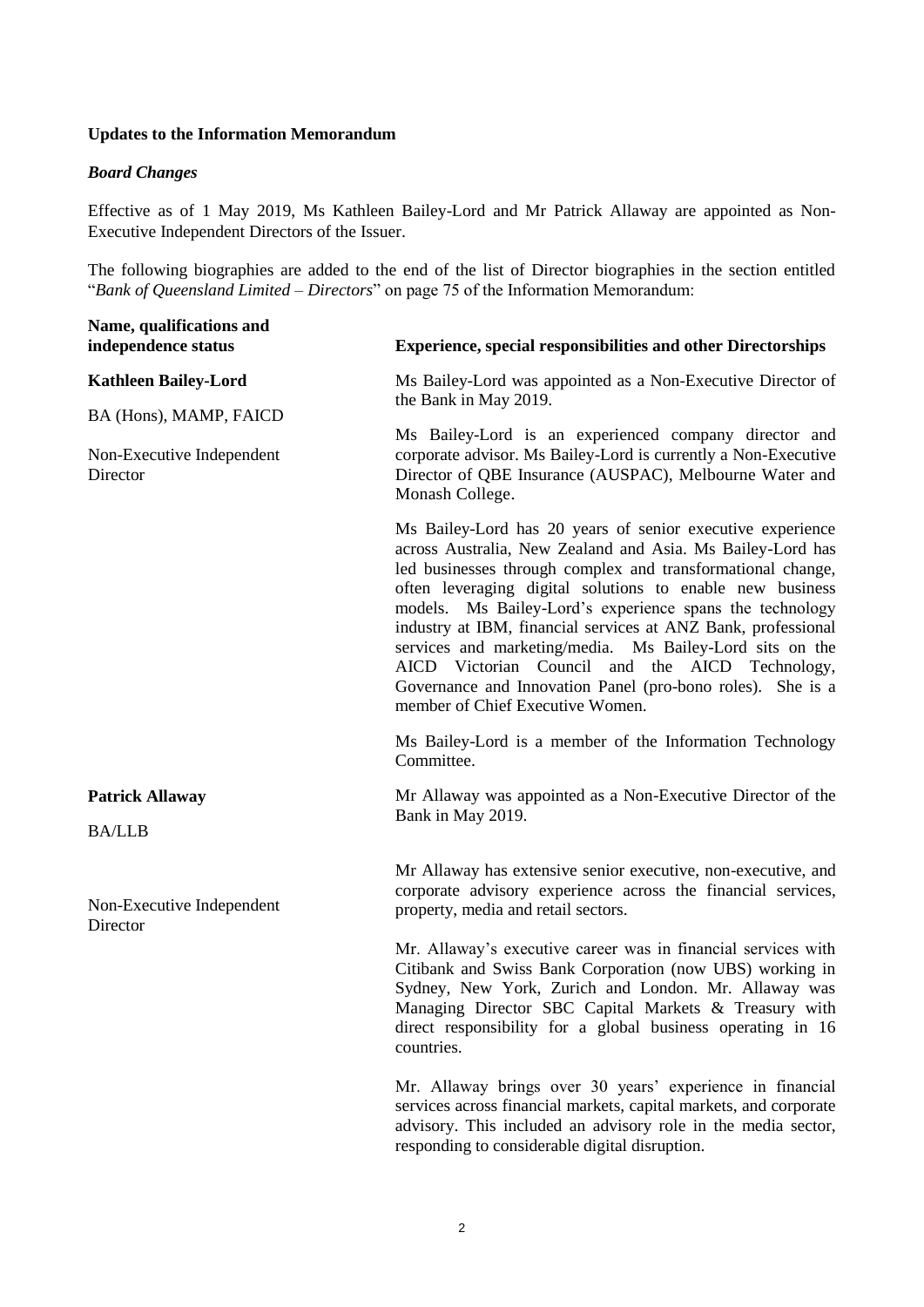**Updates to the Information Memorandum**

***Board Changes***

Effective as of 1 May 2019, Ms Kathleen Bailey-Lord and Mr Patrick Allaway are appointed as Non-Executive Independent Directors of the Issuer.

The following biographies are added to the end of the list of Director biographies in the section entitled "*Bank of Queensland Limited – Directors*" on page 75 of the Information Memorandum:

| Name, qualifications and independence status | Experience, special responsibilities and other Directorships |
| --- | --- |
| **Kathleen Bailey-Lord**<br><br>BA (Hons), MAMP, FAICD<br><br>Non-Executive Independent Director | Ms Bailey-Lord was appointed as a Non-Executive Director of the Bank in May 2019.<br><br>Ms Bailey-Lord is an experienced company director and corporate advisor. Ms Bailey-Lord is currently a Non-Executive Director of QBE Insurance (AUSPAC), Melbourne Water and Monash College.<br><br>Ms Bailey-Lord has 20 years of senior executive experience across Australia, New Zealand and Asia. Ms Bailey-Lord has led businesses through complex and transformational change, often leveraging digital solutions to enable new business models. Ms Bailey-Lord's experience spans the technology industry at IBM, financial services at ANZ Bank, professional services and marketing/media. Ms Bailey-Lord sits on the AICD Victorian Council and the AICD Technology, Governance and Innovation Panel (pro-bono roles). She is a member of Chief Executive Women.<br><br>Ms Bailey-Lord is a member of the Information Technology Committee. |
| **Patrick Allaway**<br><br>BA/LLB<br><br>Non-Executive Independent Director | Mr Allaway was appointed as a Non-Executive Director of the Bank in May 2019.<br><br>Mr Allaway has extensive senior executive, non-executive, and corporate advisory experience across the financial services, property, media and retail sectors.<br><br>Mr. Allaway's executive career was in financial services with Citibank and Swiss Bank Corporation (now UBS) working in Sydney, New York, Zurich and London. Mr. Allaway was Managing Director SBC Capital Markets & Treasury with direct responsibility for a global business operating in 16 countries.<br><br>Mr. Allaway brings over 30 years' experience in financial services across financial markets, capital markets, and corporate advisory. This included an advisory role in the media sector, responding to considerable digital disruption. |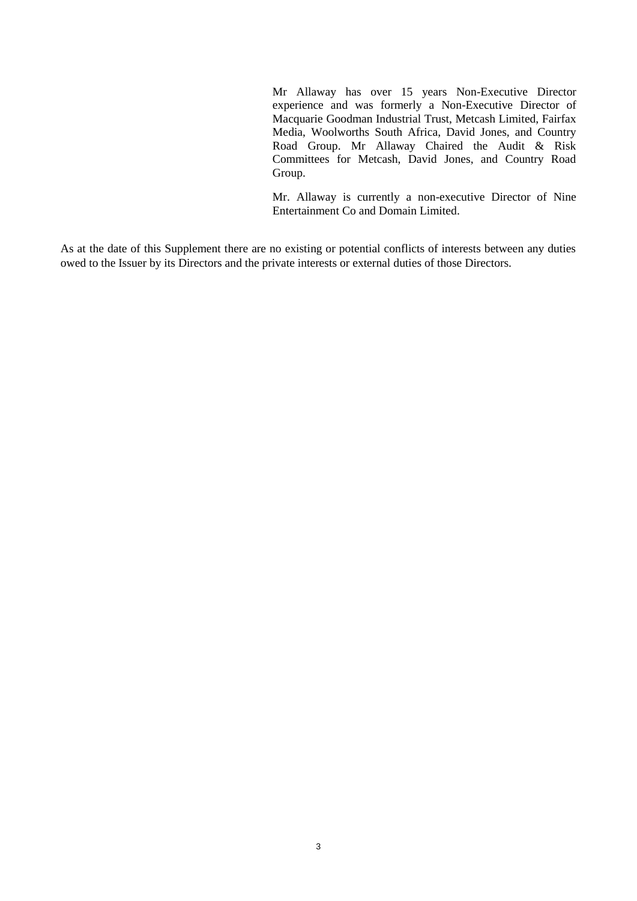Mr Allaway has over 15 years Non-Executive Director experience and was formerly a Non-Executive Director of Macquarie Goodman Industrial Trust, Metcash Limited, Fairfax Media, Woolworths South Africa, David Jones, and Country Road Group. Mr Allaway Chaired the Audit & Risk Committees for Metcash, David Jones, and Country Road Group.

Mr. Allaway is currently a non-executive Director of Nine Entertainment Co and Domain Limited.

As at the date of this Supplement there are no existing or potential conflicts of interests between any duties owed to the Issuer by its Directors and the private interests or external duties of those Directors.